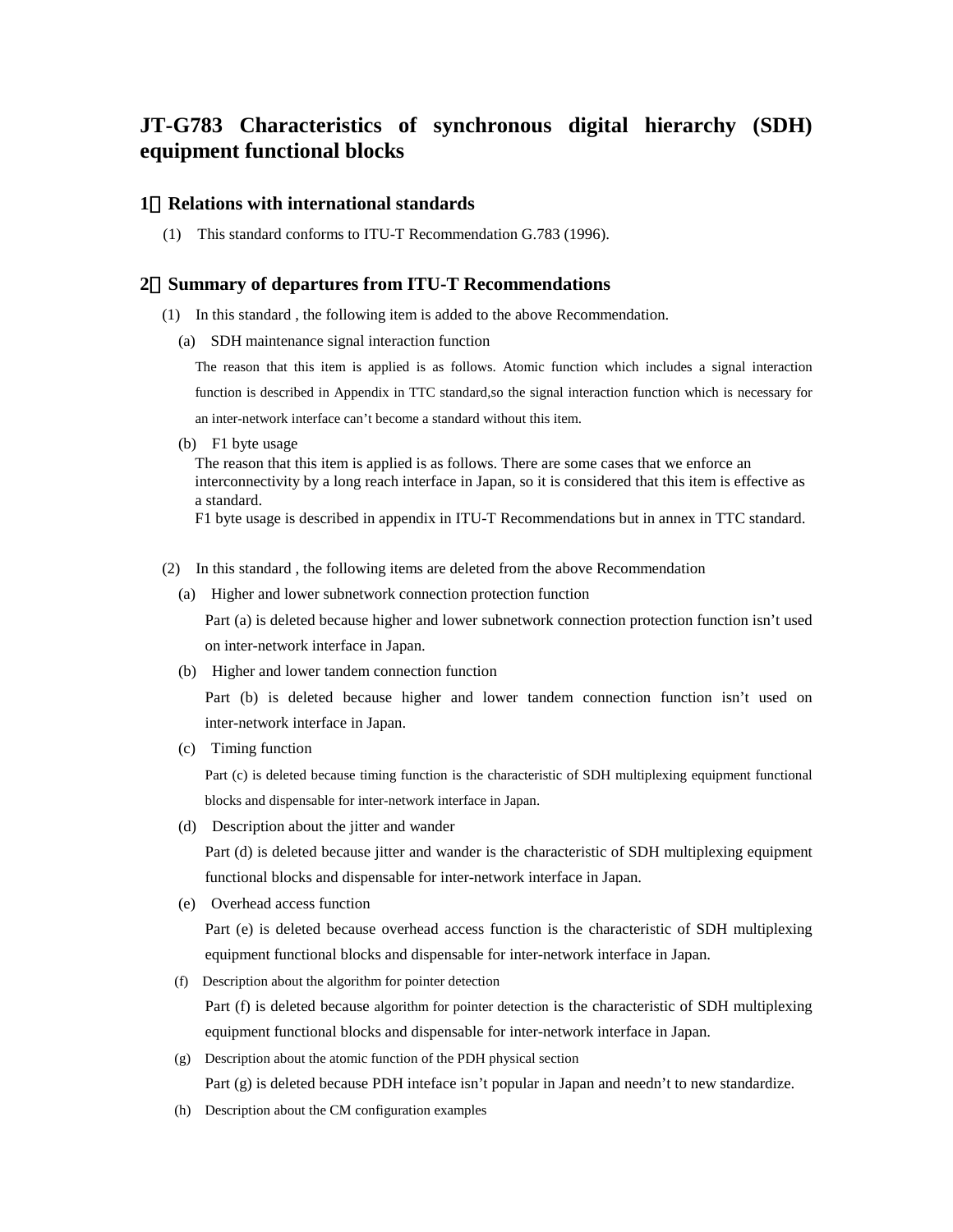# JT-G783 Characteristics of synchronous digital hierarchy (SDH) equipment functional blocks

## 1．Relations with international standards

(1) This standard conforms to ITU-T Recommendation G.783 (1996).

## 2．Summary of departures from ITU-T Recommendations

(1) In this standard , the following item is added to the above Recommendation.

(a) SDH maintenance signal interaction function

The reason that this item is applied is as follows. Atomic function which includes a signal interaction function is described in Appendix in TTC standard,so the signal interaction function which is necessary for an inter-network interface can't become a standard without this item.

(b) F1 byte usage

The reason that this item is applied is as follows. There are some cases that we enforce an interconnectivity by a long reach interface in Japan, so it is considered that this item is effective as a standard.

F1 byte usage is described in appendix in ITU-T Recommendations but in annex in TTC standard.

(2) In this standard , the following items are deleted from the above Recommendation

(a) Higher and lower subnetwork connection protection function

Part (a) is deleted because higher and lower subnetwork connection protection function isn't used on inter-network interface in Japan.

(b) Higher and lower tandem connection function

Part (b) is deleted because higher and lower tandem connection function isn't used on inter-network interface in Japan.

(c) Timing function

Part (c) is deleted because timing function is the characteristic of SDH multiplexing equipment functional blocks and dispensable for inter-network interface in Japan.

(d) Description about the jitter and wander

Part (d) is deleted because jitter and wander is the characteristic of SDH multiplexing equipment functional blocks and dispensable for inter-network interface in Japan.

(e) Overhead access function

Part (e) is deleted because overhead access function is the characteristic of SDH multiplexing equipment functional blocks and dispensable for inter-network interface in Japan.

(f) Description about the algorithm for pointer detection

Part (f) is deleted because algorithm for pointer detection is the characteristic of SDH multiplexing equipment functional blocks and dispensable for inter-network interface in Japan.

(g) Description about the atomic function of the PDH physical section

Part (g) is deleted because PDH inteface isn't popular in Japan and needn't to new standardize.

(h) Description about the CM configuration examples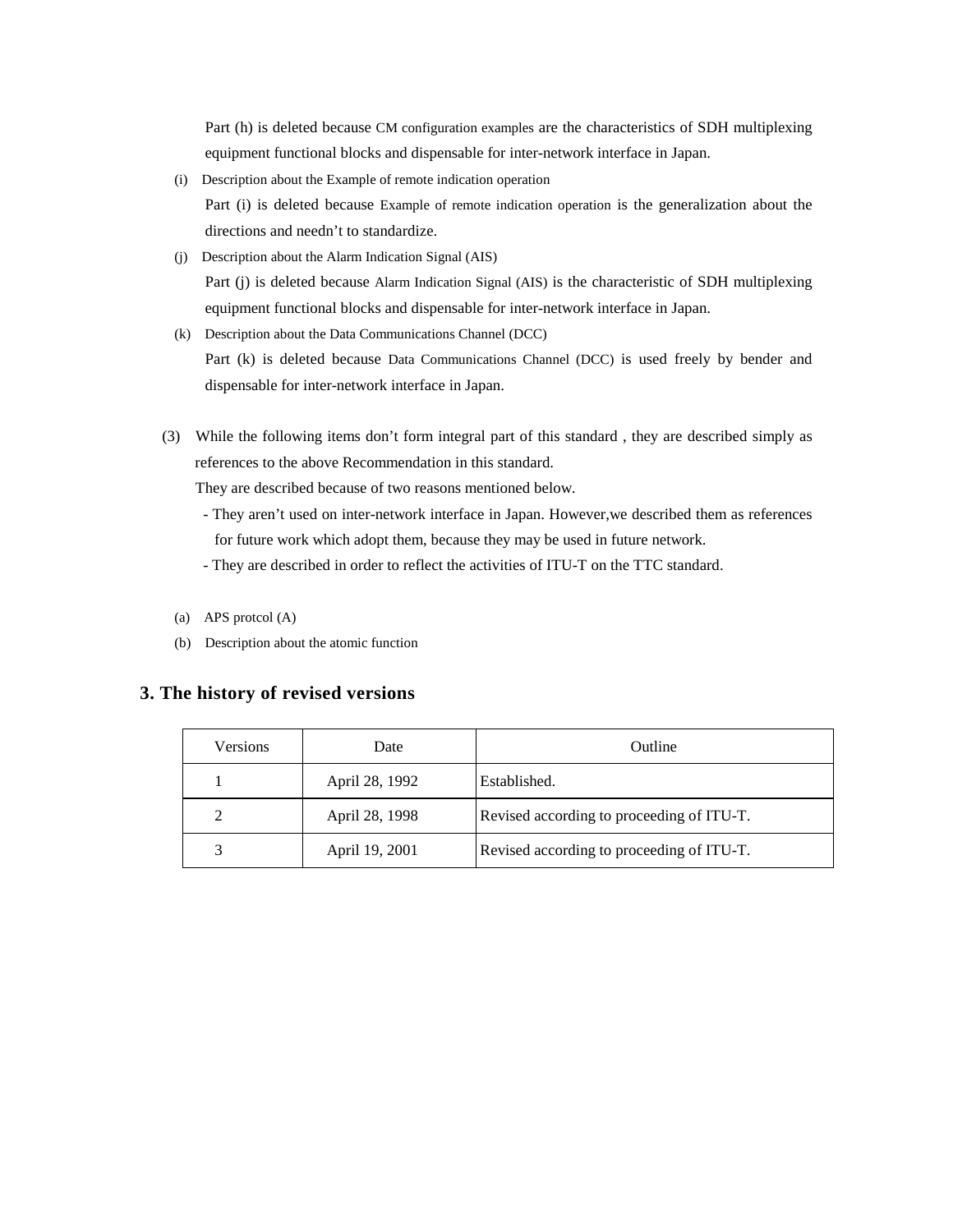Part (h) is deleted because CM configuration examples are the characteristics of SDH multiplexing equipment functional blocks and dispensable for inter-network interface in Japan.

(i) Description about the Example of remote indication operation

Part (i) is deleted because Example of remote indication operation is the generalization about the directions and needn't to standardize.

(j) Description about the Alarm Indication Signal (AIS)

Part (j) is deleted because Alarm Indication Signal (AIS) is the characteristic of SDH multiplexing equipment functional blocks and dispensable for inter-network interface in Japan.

(k) Description about the Data Communications Channel (DCC)

Part (k) is deleted because Data Communications Channel (DCC) is used freely by bender and dispensable for inter-network interface in Japan.

(3) While the following items don't form integral part of this standard , they are described simply as references to the above Recommendation in this standard.

They are described because of two reasons mentioned below.

- They aren't used on inter-network interface in Japan. However,we described them as references for future work which adopt them, because they may be used in future network.
- They are described in order to reflect the activities of ITU-T on the TTC standard.

(a) APS protcol (A)

(b) Description about the atomic function

## 3. The history of revised versions

| Versions | Date | Outline |
|---|---|---|
| 1 | April 28, 1992 | Established. |
| 2 | April 28, 1998 | Revised according to proceeding of ITU-T. |
| 3 | April 19, 2001 | Revised according to proceeding of ITU-T. |